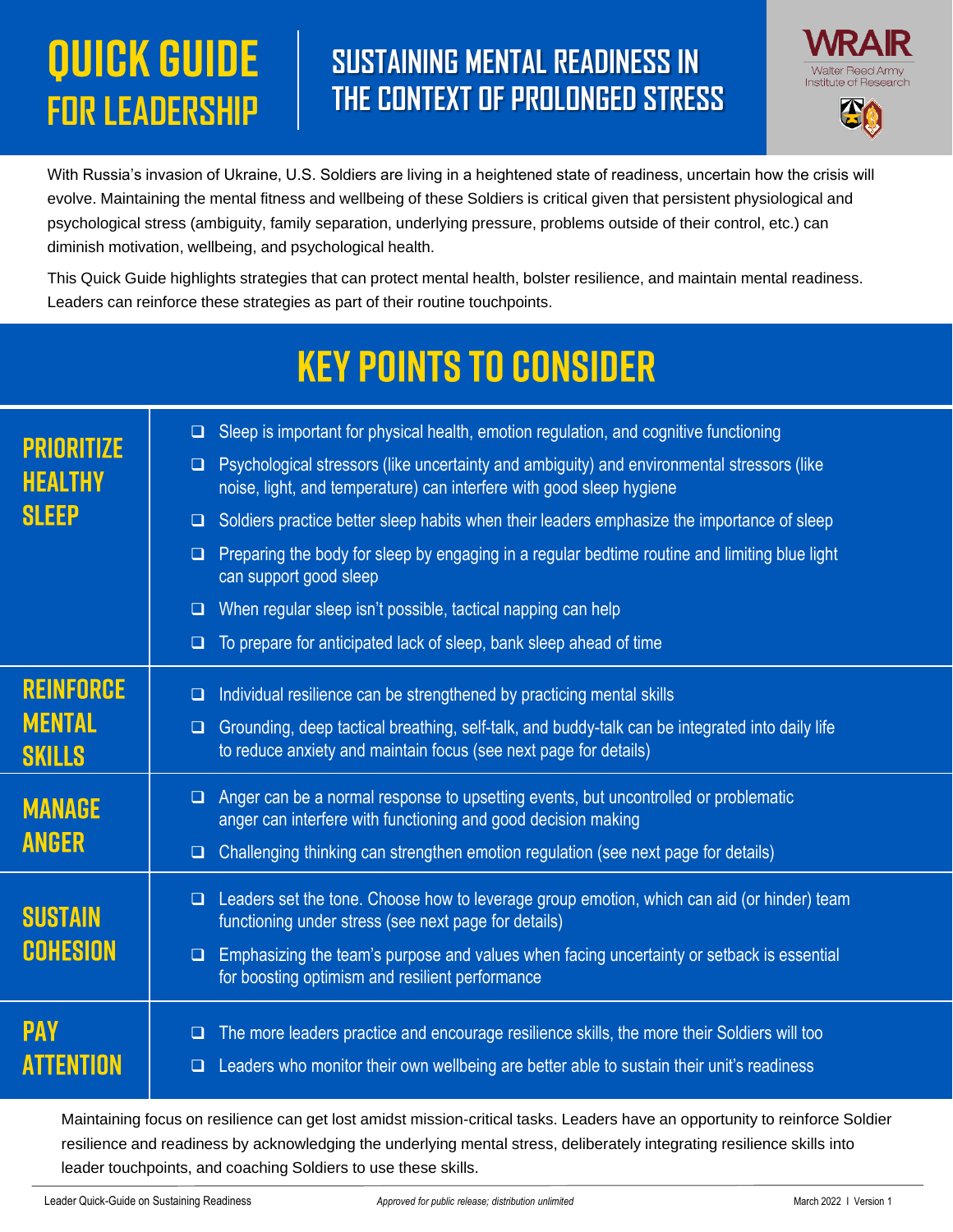# QUICK GUIDE FOR LEADERSHIP

## SUSTAINING MENTAL READINESS IN THE CONTEXT OF PROLONGED STRESS

WRAIR
Walter Reed Army Institute of Research

With Russia's invasion of Ukraine, U.S. Soldiers are living in a heightened state of readiness, uncertain how the crisis will evolve. Maintaining the mental fitness and wellbeing of these Soldiers is critical given that persistent physiological and psychological stress (ambiguity, family separation, underlying pressure, problems outside of their control, etc.) can diminish motivation, wellbeing, and psychological health.

This Quick Guide highlights strategies that can protect mental health, bolster resilience, and maintain mental readiness. Leaders can reinforce these strategies as part of their routine touchpoints.

## KEY POINTS TO CONSIDER

### PRIORITIZE HEALTHY SLEEP

- Sleep is important for physical health, emotion regulation, and cognitive functioning
- Psychological stressors (like uncertainty and ambiguity) and environmental stressors (like noise, light, and temperature) can interfere with good sleep hygiene
- Soldiers practice better sleep habits when their leaders emphasize the importance of sleep
- Preparing the body for sleep by engaging in a regular bedtime routine and limiting blue light can support good sleep
- When regular sleep isn't possible, tactical napping can help
- To prepare for anticipated lack of sleep, bank sleep ahead of time

### REINFORCE MENTAL SKILLS

- Individual resilience can be strengthened by practicing mental skills
- Grounding, deep tactical breathing, self-talk, and buddy-talk can be integrated into daily life to reduce anxiety and maintain focus (see next page for details)

### MANAGE ANGER

- Anger can be a normal response to upsetting events, but uncontrolled or problematic anger can interfere with functioning and good decision making
- Challenging thinking can strengthen emotion regulation (see next page for details)

### SUSTAIN COHESION

- Leaders set the tone. Choose how to leverage group emotion, which can aid (or hinder) team functioning under stress (see next page for details)
- Emphasizing the team's purpose and values when facing uncertainty or setback is essential for boosting optimism and resilient performance

### PAY ATTENTION

- The more leaders practice and encourage resilience skills, the more their Soldiers will too
- Leaders who monitor their own wellbeing are better able to sustain their unit's readiness

Maintaining focus on resilience can get lost amidst mission-critical tasks. Leaders have an opportunity to reinforce Soldier resilience and readiness by acknowledging the underlying mental stress, deliberately integrating resilience skills into leader touchpoints, and coaching Soldiers to use these skills.

Leader Quick-Guide on Sustaining Readiness | *Approved for public release; distribution unlimited* | March 2022 I Version 1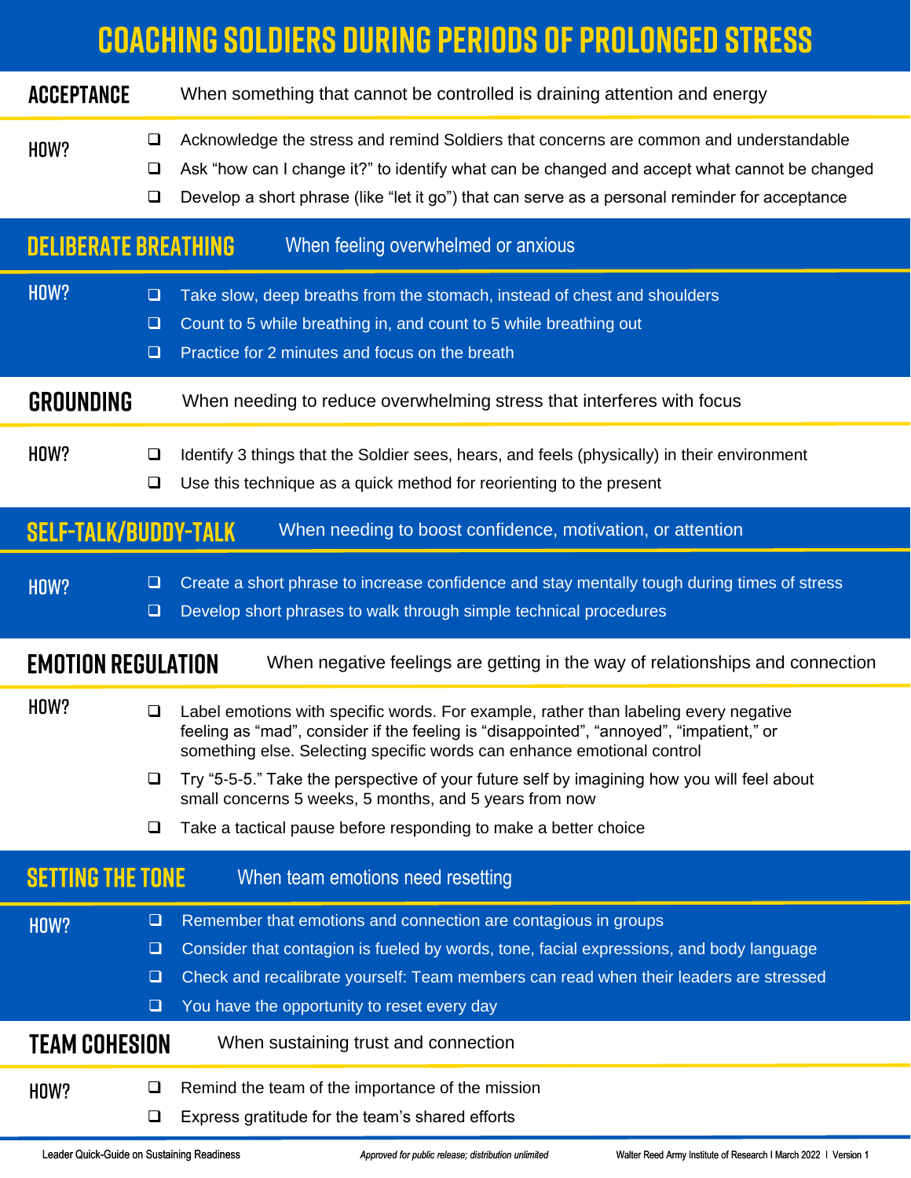# COACHING SOLDIERS DURING PERIODS OF PROLONGED STRESS

## ACCEPTANCE

When something that cannot be controlled is draining attention and energy

**HOW?**

- ❑ Acknowledge the stress and remind Soldiers that concerns are common and understandable
- ❑ Ask "how can I change it?" to identify what can be changed and accept what cannot be changed
- ❑ Develop a short phrase (like "let it go") that can serve as a personal reminder for acceptance

## DELIBERATE BREATHING

When feeling overwhelmed or anxious

**HOW?**

- ❑ Take slow, deep breaths from the stomach, instead of chest and shoulders
- ❑ Count to 5 while breathing in, and count to 5 while breathing out
- ❑ Practice for 2 minutes and focus on the breath

## GROUNDING

When needing to reduce overwhelming stress that interferes with focus

**HOW?**

- ❑ Identify 3 things that the Soldier sees, hears, and feels (physically) in their environment
- ❑ Use this technique as a quick method for reorienting to the present

## SELF-TALK/BUDDY-TALK

When needing to boost confidence, motivation, or attention

**HOW?**

- ❑ Create a short phrase to increase confidence and stay mentally tough during times of stress
- ❑ Develop short phrases to walk through simple technical procedures

## EMOTION REGULATION

When negative feelings are getting in the way of relationships and connection

**HOW?**

- ❑ Label emotions with specific words. For example, rather than labeling every negative feeling as "mad", consider if the feeling is "disappointed", "annoyed", "impatient," or something else. Selecting specific words can enhance emotional control
- ❑ Try "5-5-5." Take the perspective of your future self by imagining how you will feel about small concerns 5 weeks, 5 months, and 5 years from now
- ❑ Take a tactical pause before responding to make a better choice

## SETTING THE TONE

When team emotions need resetting

**HOW?**

- ❑ Remember that emotions and connection are contagious in groups
- ❑ Consider that contagion is fueled by words, tone, facial expressions, and body language
- ❑ Check and recalibrate yourself: Team members can read when their leaders are stressed
- ❑ You have the opportunity to reset every day

## TEAM COHESION

When sustaining trust and connection

**HOW?**

- ❑ Remind the team of the importance of the mission
- ❑ Express gratitude for the team's shared efforts

Leader Quick-Guide on Sustaining Readiness | *Approved for public release; distribution unlimited* | Walter Reed Army Institute of Research I March 2022 I Version 1